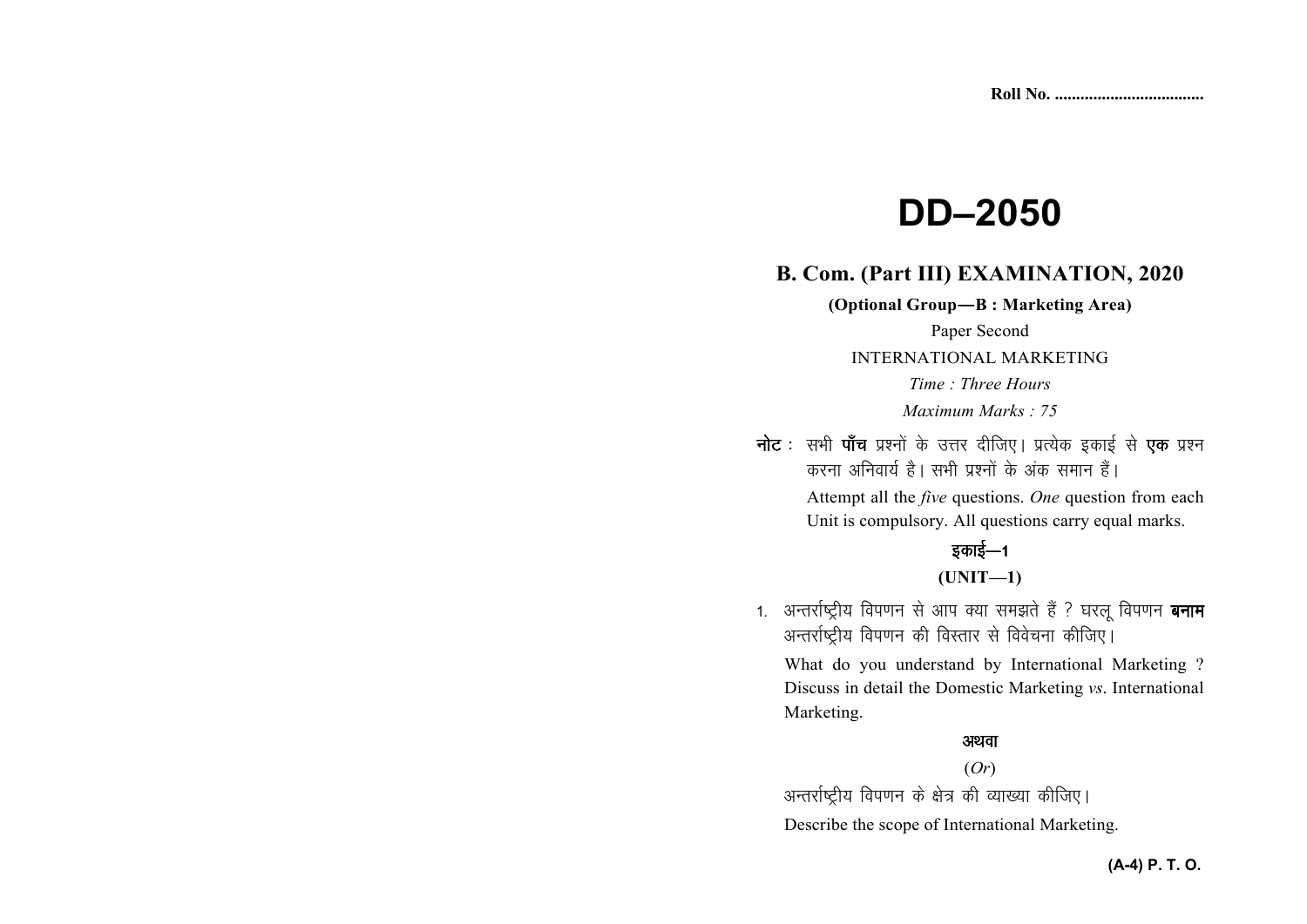Roll No. ..................................

# DD–2050

## B. Com. (Part III) EXAMINATION, 2020

**(Optional Group—B : Marketing Area)**

Paper Second

INTERNATIONAL MARKETING

*Time : Three Hours*

*Maximum Marks : 75*

**नोट :** सभी **पाँच** प्रश्नों के उत्तर दीजिए। प्रत्येक इकाई से **एक** प्रश्न करना अनिवार्य है। सभी प्रश्नों के अंक समान हैं।

Attempt all the *five* questions. *One* question from each Unit is compulsory. All questions carry equal marks.

**इकाई—1**

**(UNIT—1)**

1. अन्तर्राष्ट्रीय विपणन से आप क्या समझते हैं ? घरलू विपणन **बनाम** अन्तर्राष्ट्रीय विपणन की विस्तार से विवेचना कीजिए।

   What do you understand by International Marketing ? Discuss in detail the Domestic Marketing *vs*. International Marketing.

   **अथवा**

   (*Or*)

   अन्तर्राष्ट्रीय विपणन के क्षेत्र की व्याख्या कीजिए।

   Describe the scope of International Marketing.

**(A-4) P. T. O.**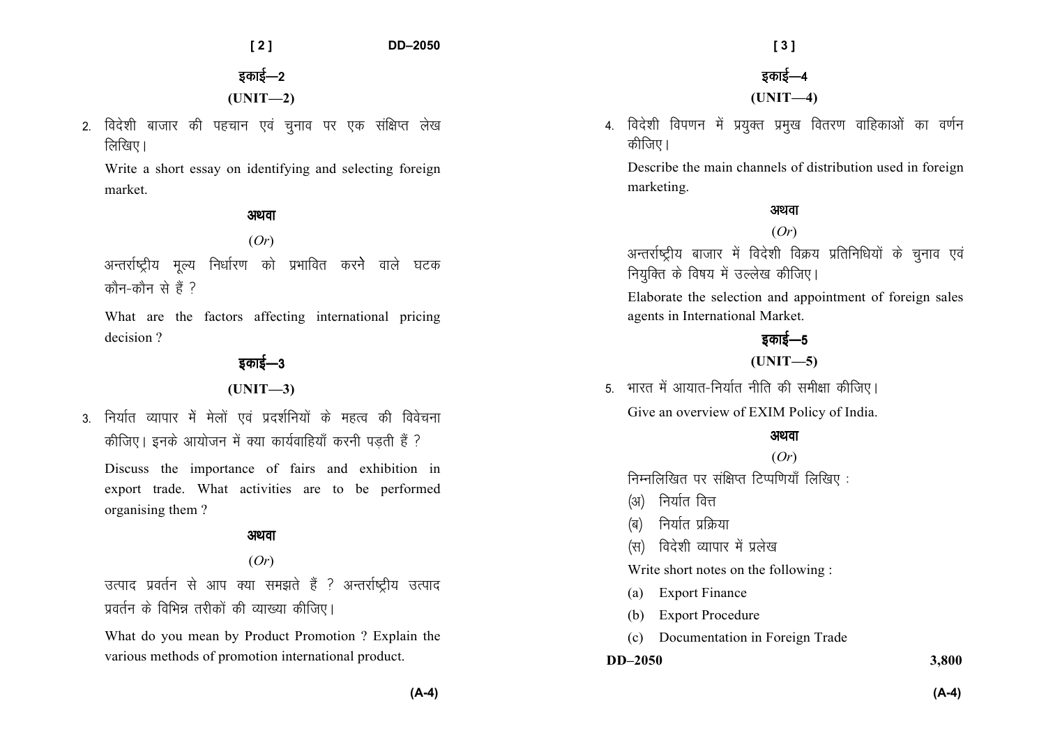## इकाई—2
## (UNIT—2)

2. विदेशी बाजार की पहचान एवं चुनाव पर एक संक्षिप्त लेख लिखिए।

   Write a short essay on identifying and selecting foreign market.

   **अथवा**

   (*Or*)

   अन्तर्राष्ट्रीय मूल्य निर्धारण को प्रभावित करने वाले घटक कौन-कौन से हैं ?

   What are the factors affecting international pricing decision ?

## इकाई—3
## (UNIT—3)

3. निर्यात व्यापार में मेलों एवं प्रदर्शनियों के महत्व की विवेचना कीजिए। इनके आयोजन में क्या कार्यवाहियाँ करनी पड़ती हैं ?

   Discuss the importance of fairs and exhibition in export trade. What activities are to be performed organising them ?

   **अथवा**

   (*Or*)

   उत्पाद प्रवर्तन से आप क्या समझते हैं ? अन्तर्राष्ट्रीय उत्पाद प्रवर्तन के विभिन्न तरीकों की व्याख्या कीजिए।

   What do you mean by Product Promotion ? Explain the various methods of promotion international product.

## इकाई—4
## (UNIT—4)

4. विदेशी विपणन में प्रयुक्त प्रमुख वितरण वाहिकाओं का वर्णन कीजिए।

   Describe the main channels of distribution used in foreign marketing.

   **अथवा**

   (*Or*)

   अन्तर्राष्ट्रीय बाजार में विदेशी विक्रय प्रतिनिधियों के चुनाव एवं नियुक्ति के विषय में उल्लेख कीजिए।

   Elaborate the selection and appointment of foreign sales agents in International Market.

## इकाई—5
## (UNIT—5)

5. भारत में आयात-निर्यात नीति की समीक्षा कीजिए।

   Give an overview of EXIM Policy of India.

   **अथवा**

   (*Or*)

   निम्नलिखित पर संक्षिप्त टिप्पणियाँ लिखिए :

   (अ) निर्यात वित्त

   (ब) निर्यात प्रक्रिया

   (स) विदेशी व्यापार में प्रलेख

   Write short notes on the following :

   (a) Export Finance

   (b) Export Procedure

   (c) Documentation in Foreign Trade

DD–2050 3,800